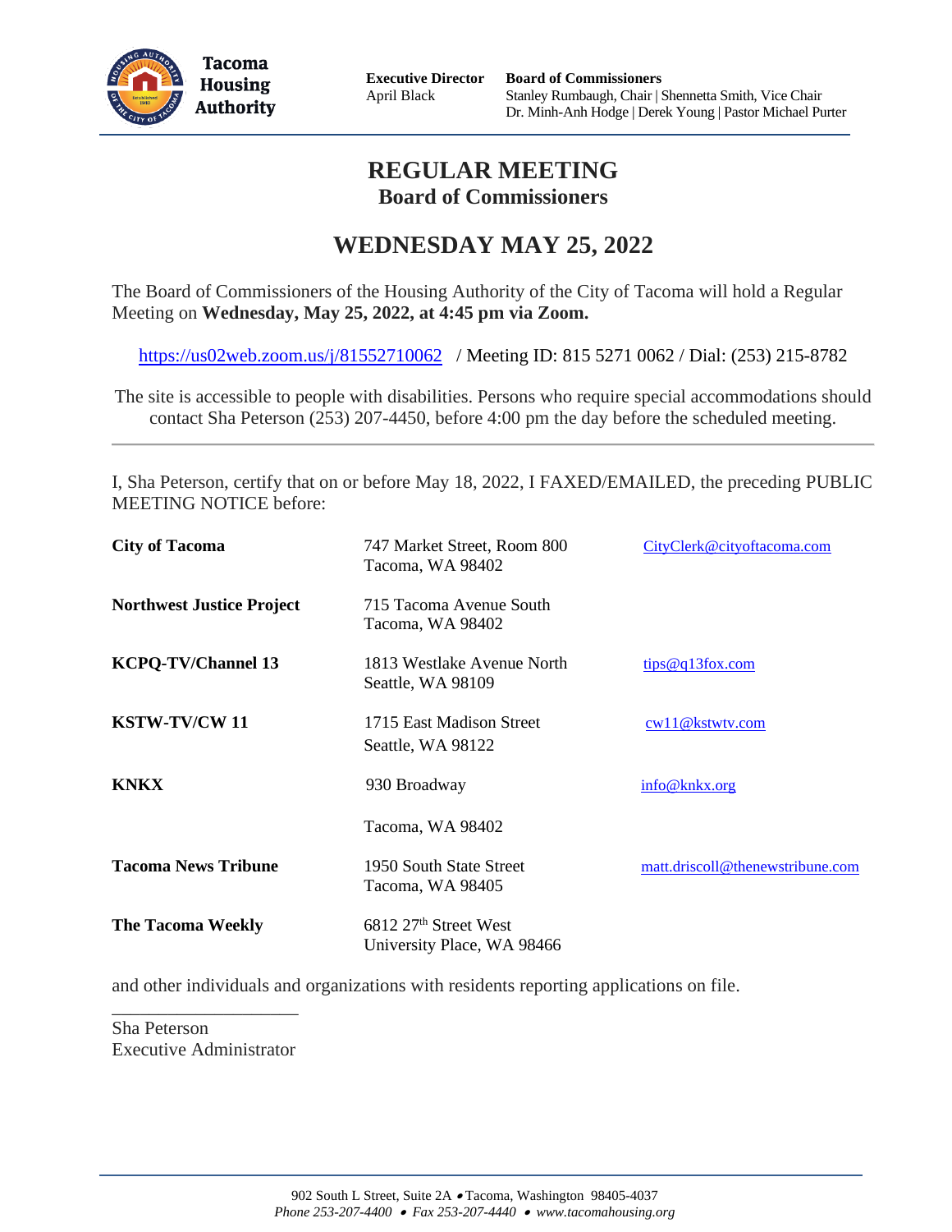**Tacoma Housing Authority**

**Executive Director**
April Black

**Board of Commissioners**
Stanley Rumbaugh, Chair | Shennetta Smith, Vice Chair
Dr. Minh-Anh Hodge | Derek Young | Pastor Michael Purter

# REGULAR MEETING
## Board of Commissioners

# WEDNESDAY MAY 25, 2022

The Board of Commissioners of the Housing Authority of the City of Tacoma will hold a Regular Meeting on **Wednesday, May 25, 2022, at 4:45 pm via Zoom.**

https://us02web.zoom.us/j/81552710062 / Meeting ID: 815 5271 0062 / Dial: (253) 215-8782

The site is accessible to people with disabilities. Persons who require special accommodations should contact Sha Peterson (253) 207-4450, before 4:00 pm the day before the scheduled meeting.

---

I, Sha Peterson, certify that on or before May 18, 2022, I FAXED/EMAILED, the preceding PUBLIC MEETING NOTICE before:

| | | |
|---|---|---|
| **City of Tacoma** | 747 Market Street, Room 800<br>Tacoma, WA 98402 | CityClerk@cityoftacoma.com |
| **Northwest Justice Project** | 715 Tacoma Avenue South<br>Tacoma, WA 98402 | |
| **KCPQ-TV/Channel 13** | 1813 Westlake Avenue North<br>Seattle, WA 98109 | tips@q13fox.com |
| **KSTW-TV/CW 11** | 1715 East Madison Street<br>Seattle, WA 98122 | cw11@kstwtv.com |
| **KNKX** | 930 Broadway<br>Tacoma, WA 98402 | info@knkx.org |
| **Tacoma News Tribune** | 1950 South State Street<br>Tacoma, WA 98405 | matt.driscoll@thenewstribune.com |
| **The Tacoma Weekly** | 6812 27th Street West<br>University Place, WA 98466 | |

and other individuals and organizations with residents reporting applications on file.

\_\_\_\_\_\_\_\_\_\_\_\_\_\_\_\_\_\_\_\_\_\_
Sha Peterson
Executive Administrator

902 South L Street, Suite 2A • Tacoma, Washington 98405-4037
*Phone 253-207-4400 • Fax 253-207-4440 • www.tacomahousing.org*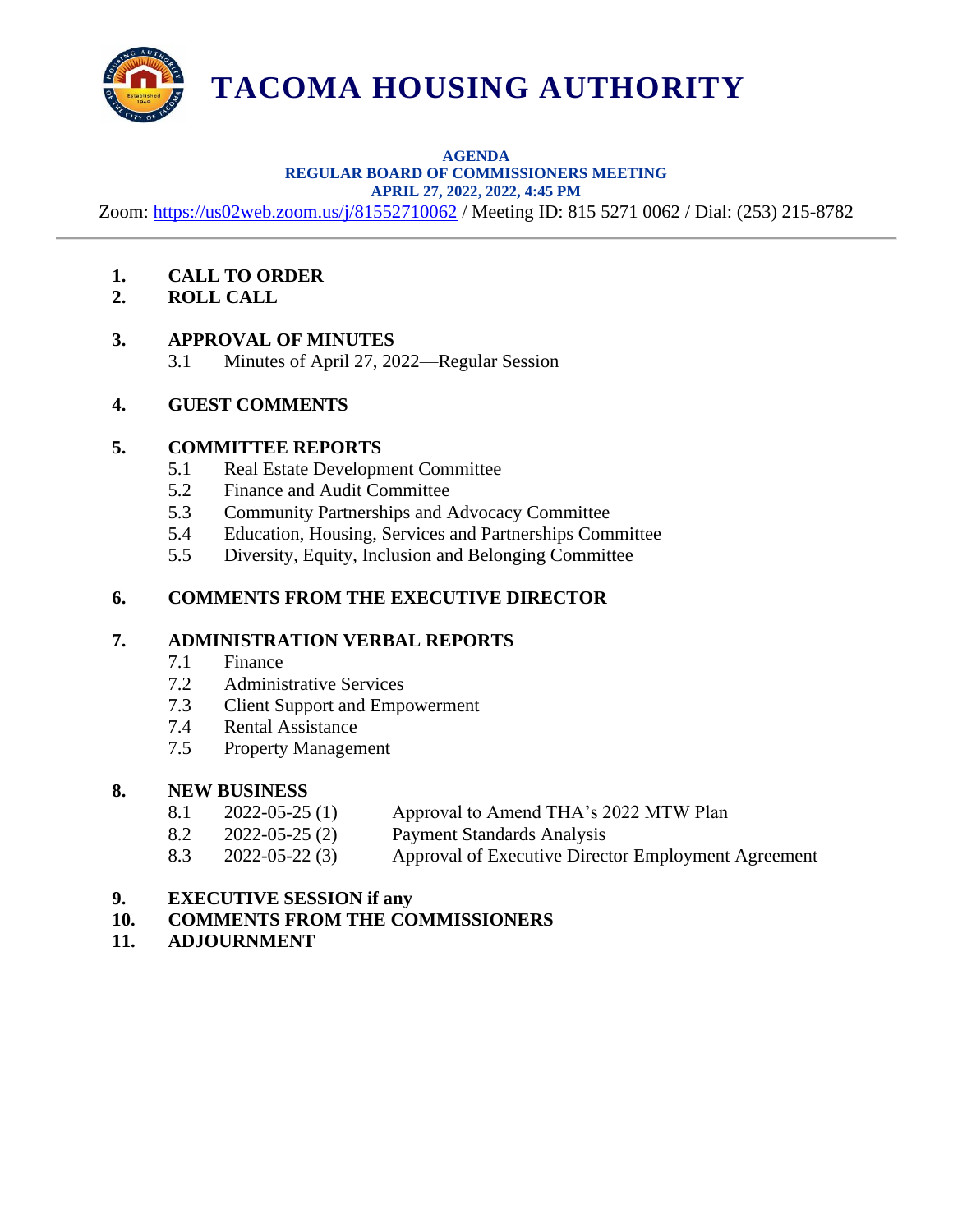# TACOMA HOUSING AUTHORITY

**AGENDA**
**REGULAR BOARD OF COMMISSIONERS MEETING**
**APRIL 27, 2022, 2022, 4:45 PM**

Zoom: https://us02web.zoom.us/j/81552710062 / Meeting ID: 815 5271 0062 / Dial: (253) 215-8782

---

1. **CALL TO ORDER**
2. **ROLL CALL**
3. **APPROVAL OF MINUTES**
   - 3.1 Minutes of April 27, 2022—Regular Session
4. **GUEST COMMENTS**
5. **COMMITTEE REPORTS**
   - 5.1 Real Estate Development Committee
   - 5.2 Finance and Audit Committee
   - 5.3 Community Partnerships and Advocacy Committee
   - 5.4 Education, Housing, Services and Partnerships Committee
   - 5.5 Diversity, Equity, Inclusion and Belonging Committee
6. **COMMENTS FROM THE EXECUTIVE DIRECTOR**
7. **ADMINISTRATION VERBAL REPORTS**
   - 7.1 Finance
   - 7.2 Administrative Services
   - 7.3 Client Support and Empowerment
   - 7.4 Rental Assistance
   - 7.5 Property Management
8. **NEW BUSINESS**
   - 8.1 2022-05-25 (1) Approval to Amend THA's 2022 MTW Plan
   - 8.2 2022-05-25 (2) Payment Standards Analysis
   - 8.3 2022-05-22 (3) Approval of Executive Director Employment Agreement
9. **EXECUTIVE SESSION if any**
10. **COMMENTS FROM THE COMMISSIONERS**
11. **ADJOURNMENT**